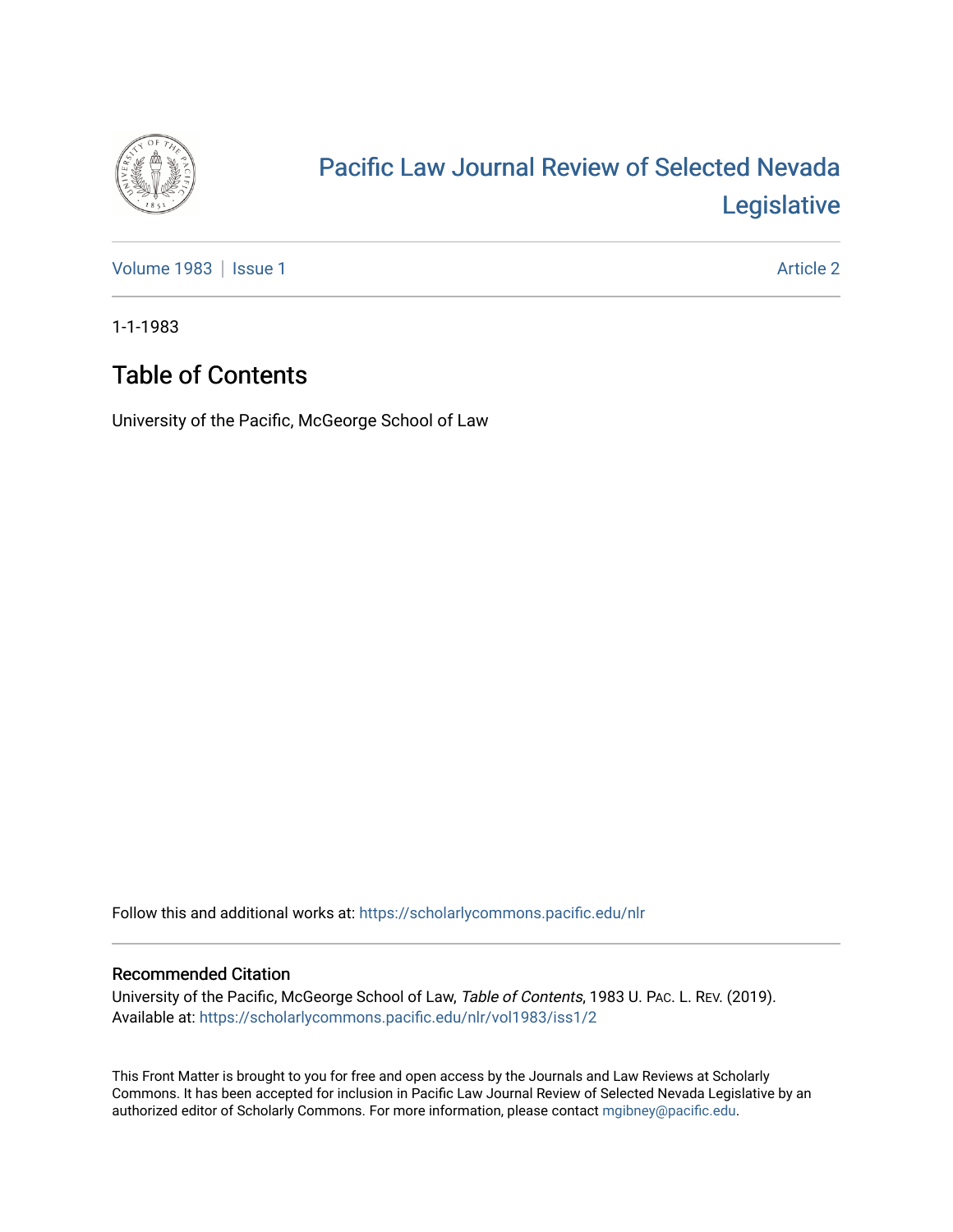# Pacific Law Journal Review of Selected Nevada Legislative

Volume 1983 | Issue 1

Article 2

1-1-1983

## Table of Contents

University of the Pacific, McGeorge School of Law

Follow this and additional works at: https://scholarlycommons.pacific.edu/nlr

### Recommended Citation

University of the Pacific, McGeorge School of Law, *Table of Contents*, 1983 U. PAC. L. REV. (2019).
Available at: https://scholarlycommons.pacific.edu/nlr/vol1983/iss1/2

This Front Matter is brought to you for free and open access by the Journals and Law Reviews at Scholarly Commons. It has been accepted for inclusion in Pacific Law Journal Review of Selected Nevada Legislative by an authorized editor of Scholarly Commons. For more information, please contact mgibney@pacific.edu.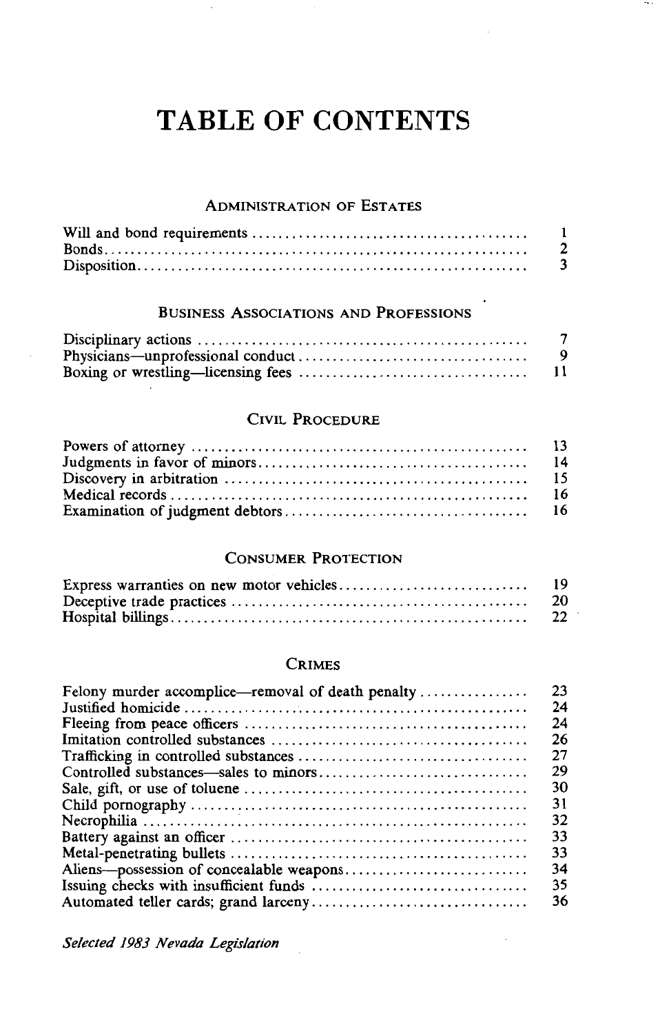# TABLE OF CONTENTS

## Administration of Estates

| | |
|---|---|
| Will and bond requirements | 1 |
| Bonds | 2 |
| Disposition | 3 |

## Business Associations and Professions

| | |
|---|---|
| Disciplinary actions | 7 |
| Physicians—unprofessional conduct | 9 |
| Boxing or wrestling—licensing fees | 11 |

## Civil Procedure

| | |
|---|---|
| Powers of attorney | 13 |
| Judgments in favor of minors | 14 |
| Discovery in arbitration | 15 |
| Medical records | 16 |
| Examination of judgment debtors | 16 |

## Consumer Protection

| | |
|---|---|
| Express warranties on new motor vehicles | 19 |
| Deceptive trade practices | 20 |
| Hospital billings | 22 |

## Crimes

| | |
|---|---|
| Felony murder accomplice—removal of death penalty | 23 |
| Justified homicide | 24 |
| Fleeing from peace officers | 24 |
| Imitation controlled substances | 26 |
| Trafficking in controlled substances | 27 |
| Controlled substances—sales to minors | 29 |
| Sale, gift, or use of toluene | 30 |
| Child pornography | 31 |
| Necrophilia | 32 |
| Battery against an officer | 33 |
| Metal-penetrating bullets | 33 |
| Aliens—possession of concealable weapons | 34 |
| Issuing checks with insufficient funds | 35 |
| Automated teller cards; grand larceny | 36 |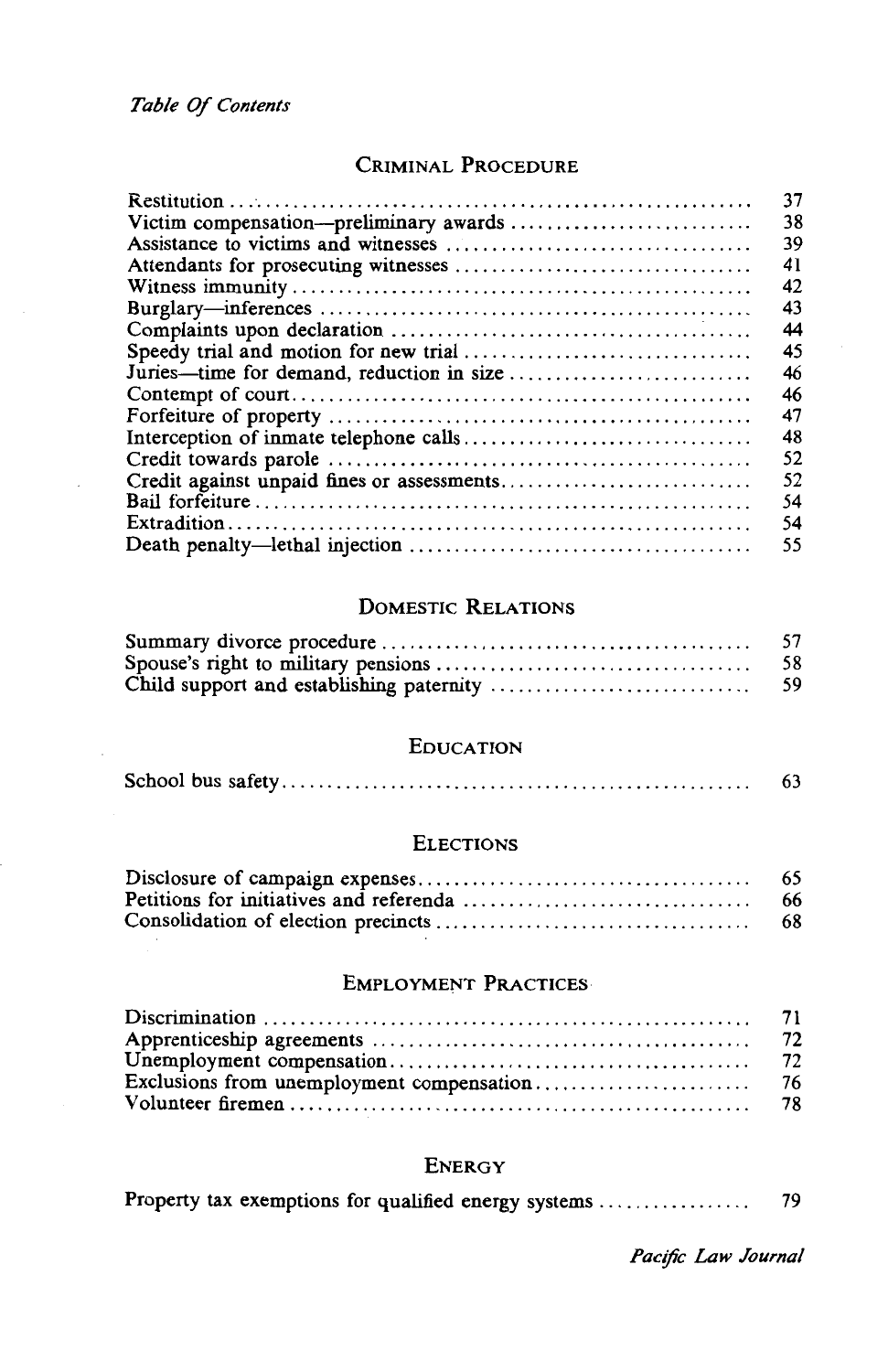*Table Of Contents*

## CRIMINAL PROCEDURE

| | |
|---|---|
| Restitution | 37 |
| Victim compensation—preliminary awards | 38 |
| Assistance to victims and witnesses | 39 |
| Attendants for prosecuting witnesses | 41 |
| Witness immunity | 42 |
| Burglary—inferences | 43 |
| Complaints upon declaration | 44 |
| Speedy trial and motion for new trial | 45 |
| Juries—time for demand, reduction in size | 46 |
| Contempt of court | 46 |
| Forfeiture of property | 47 |
| Interception of inmate telephone calls | 48 |
| Credit towards parole | 52 |
| Credit against unpaid fines or assessments | 52 |
| Bail forfeiture | 54 |
| Extradition | 54 |
| Death penalty—lethal injection | 55 |

## DOMESTIC RELATIONS

| | |
|---|---|
| Summary divorce procedure | 57 |
| Spouse's right to military pensions | 58 |
| Child support and establishing paternity | 59 |

## EDUCATION

| | |
|---|---|
| School bus safety | 63 |

## ELECTIONS

| | |
|---|---|
| Disclosure of campaign expenses | 65 |
| Petitions for initiatives and referenda | 66 |
| Consolidation of election precincts | 68 |

## EMPLOYMENT PRACTICES

| | |
|---|---|
| Discrimination | 71 |
| Apprenticeship agreements | 72 |
| Unemployment compensation | 72 |
| Exclusions from unemployment compensation | 76 |
| Volunteer firemen | 78 |

## ENERGY

| | |
|---|---|
| Property tax exemptions for qualified energy systems | 79 |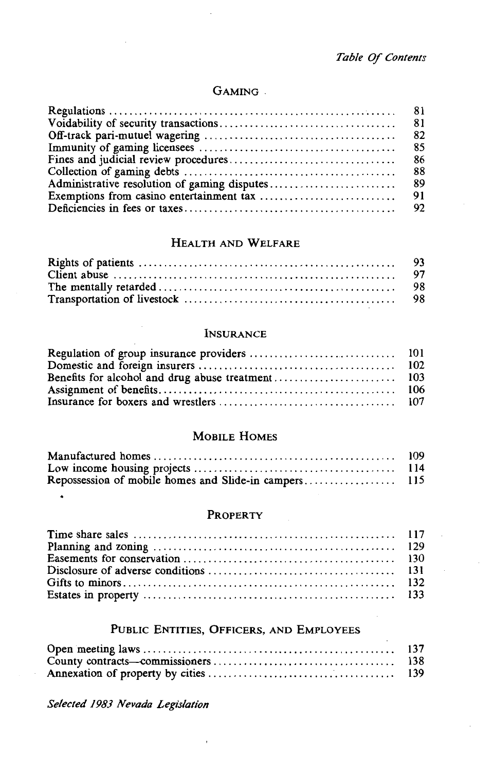## Gaming

| | |
|---|---|
| Regulations | 81 |
| Voidability of security transactions | 81 |
| Off-track pari-mutuel wagering | 82 |
| Immunity of gaming licensees | 85 |
| Fines and judicial review procedures | 86 |
| Collection of gaming debts | 88 |
| Administrative resolution of gaming disputes | 89 |
| Exemptions from casino entertainment tax | 91 |
| Deficiencies in fees or taxes | 92 |

## Health and Welfare

| | |
|---|---|
| Rights of patients | 93 |
| Client abuse | 97 |
| The mentally retarded | 98 |
| Transportation of livestock | 98 |

## Insurance

| | |
|---|---|
| Regulation of group insurance providers | 101 |
| Domestic and foreign insurers | 102 |
| Benefits for alcohol and drug abuse treatment | 103 |
| Assignment of benefits | 106 |
| Insurance for boxers and wrestlers | 107 |

## Mobile Homes

| | |
|---|---|
| Manufactured homes | 109 |
| Low income housing projects | 114 |
| Repossession of mobile homes and Slide-in campers | 115 |

## Property

| | |
|---|---|
| Time share sales | 117 |
| Planning and zoning | 129 |
| Easements for conservation | 130 |
| Disclosure of adverse conditions | 131 |
| Gifts to minors | 132 |
| Estates in property | 133 |

## Public Entities, Officers, and Employees

| | |
|---|---|
| Open meeting laws | 137 |
| County contracts—commissioners | 138 |
| Annexation of property by cities | 139 |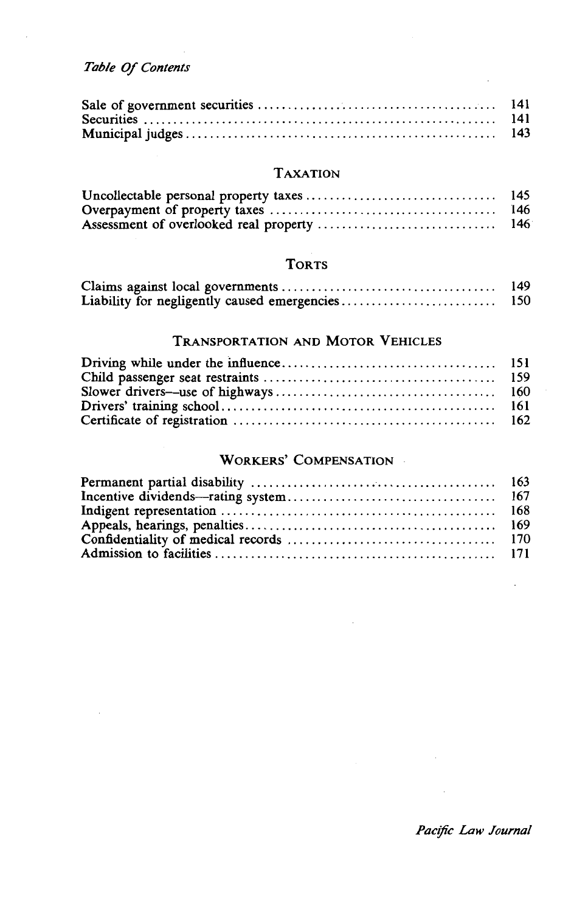Sale of government securities .......................................... 141
Securities .............................................................. 141
Municipal judges ........................................................ 143

## Taxation

Uncollectable personal property taxes ................................... 145
Overpayment of property taxes ........................................... 146
Assessment of overlooked real property .................................. 146

## Torts

Claims against local governments ........................................ 149
Liability for negligently caused emergencies ............................ 150

## Transportation and Motor Vehicles

Driving while under the influence ....................................... 151
Child passenger seat restraints ......................................... 159
Slower drivers—use of highways .......................................... 160
Drivers' training school ................................................ 161
Certificate of registration ............................................. 162

## Workers' Compensation

Permanent partial disability ............................................ 163
Incentive dividends—rating system ....................................... 167
Indigent representation ................................................. 168
Appeals, hearings, penalties ............................................ 169
Confidentiality of medical records ...................................... 170
Admission to facilities ................................................. 171